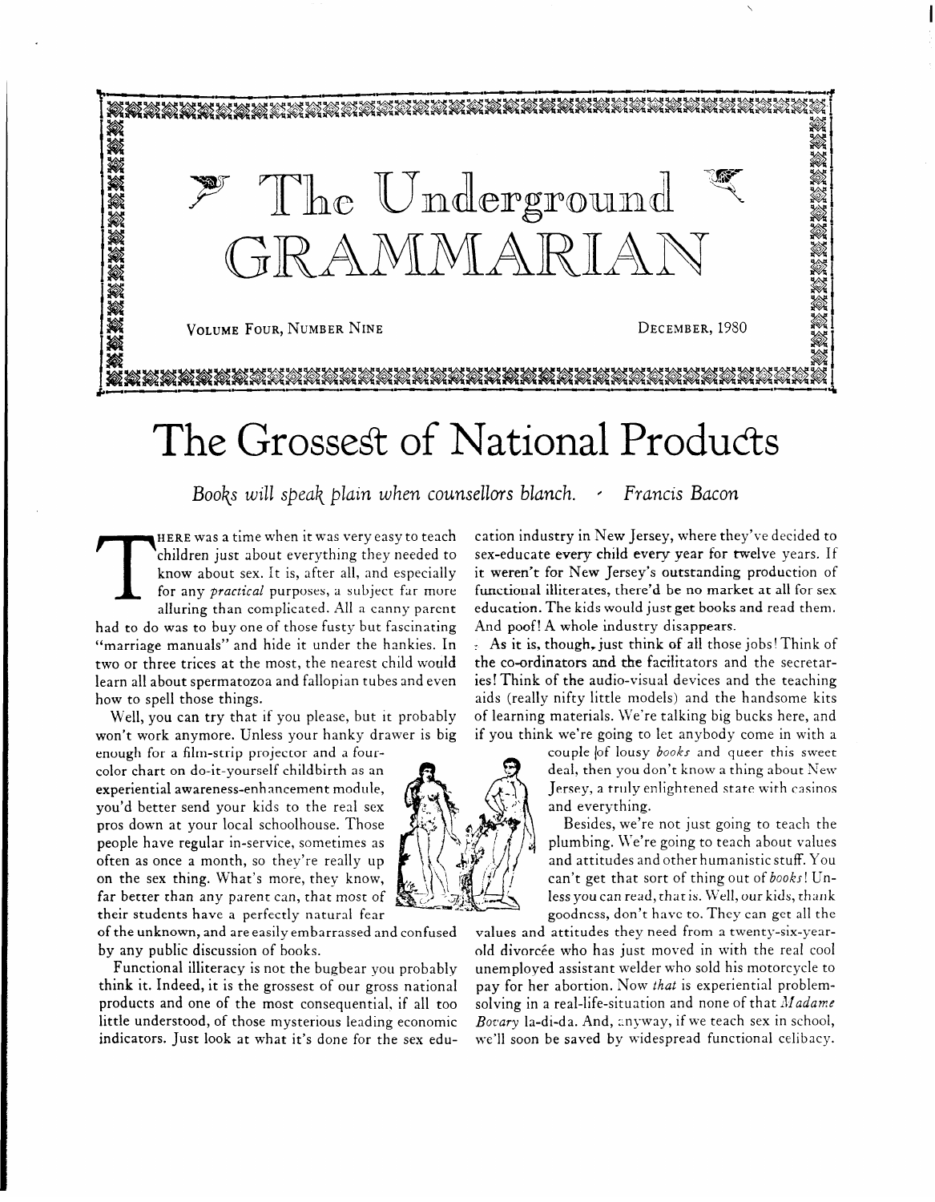# The Underground GRAMMARIAN

VOLUME FOUR, NUMBER NINE — DECEMBER, 1980

# The Grossest of National Products

*Books will speak plain when counsellors blanch.* — *Francis Bacon*

THERE was a time when it was very easy to teach children just about everything they needed to know about sex. It is, after all, and especially for any *practical* purposes, a subject far more alluring than complicated. All a canny parent had to do was to buy one of those fusty but fascinating "marriage manuals" and hide it under the hankies. In two or three trices at the most, the nearest child would learn all about spermatozoa and fallopian tubes and even how to spell those things.

Well, you can try that if you please, but it probably won't work anymore. Unless your hanky drawer is big enough for a film-strip projector and a four-color chart on do-it-yourself childbirth as an experiential awareness-enhancement module, you'd better send your kids to the real sex pros down at your local schoolhouse. Those people have regular in-service, sometimes as often as once a month, so they're really up on the sex thing. What's more, they know, far better than any parent can, that most of their students have a perfectly natural fear of the unknown, and are easily embarrassed and confused by any public discussion of books.

Functional illiteracy is not the bugbear you probably think it. Indeed, it is the grossest of our gross national products and one of the most consequential, if all too little understood, of those mysterious leading economic indicators. Just look at what it's done for the sex education industry in New Jersey, where they've decided to sex-educate every child every year for twelve years. If it weren't for New Jersey's outstanding production of functional illiterates, there'd be no market at all for sex education. The kids would just get books and read them. And poof! A whole industry disappears.

As it is, though, just think of all those jobs! Think of the co-ordinators and the facilitators and the secretaries! Think of the audio-visual devices and the teaching aids (really nifty little models) and the handsome kits of learning materials. We're talking big bucks here, and if you think we're going to let anybody come in with a couple of lousy *books* and queer this sweet deal, then you don't know a thing about New Jersey, a truly enlightened state with casinos and everything.

Besides, we're not just going to teach the plumbing. We're going to teach about values and attitudes and other humanistic stuff. You can't get that sort of thing out of *books*! Unless you can read, that is. Well, our kids, thank goodness, don't have to. They can get all the values and attitudes they need from a twenty-six-year-old divorcée who has just moved in with the real cool unemployed assistant welder who sold his motorcycle to pay for her abortion. Now *that* is experiential problem-solving in a real-life-situation and none of that *Madame Bovary* la-di-da. And, anyway, if we teach sex in school, we'll soon be saved by widespread functional celibacy.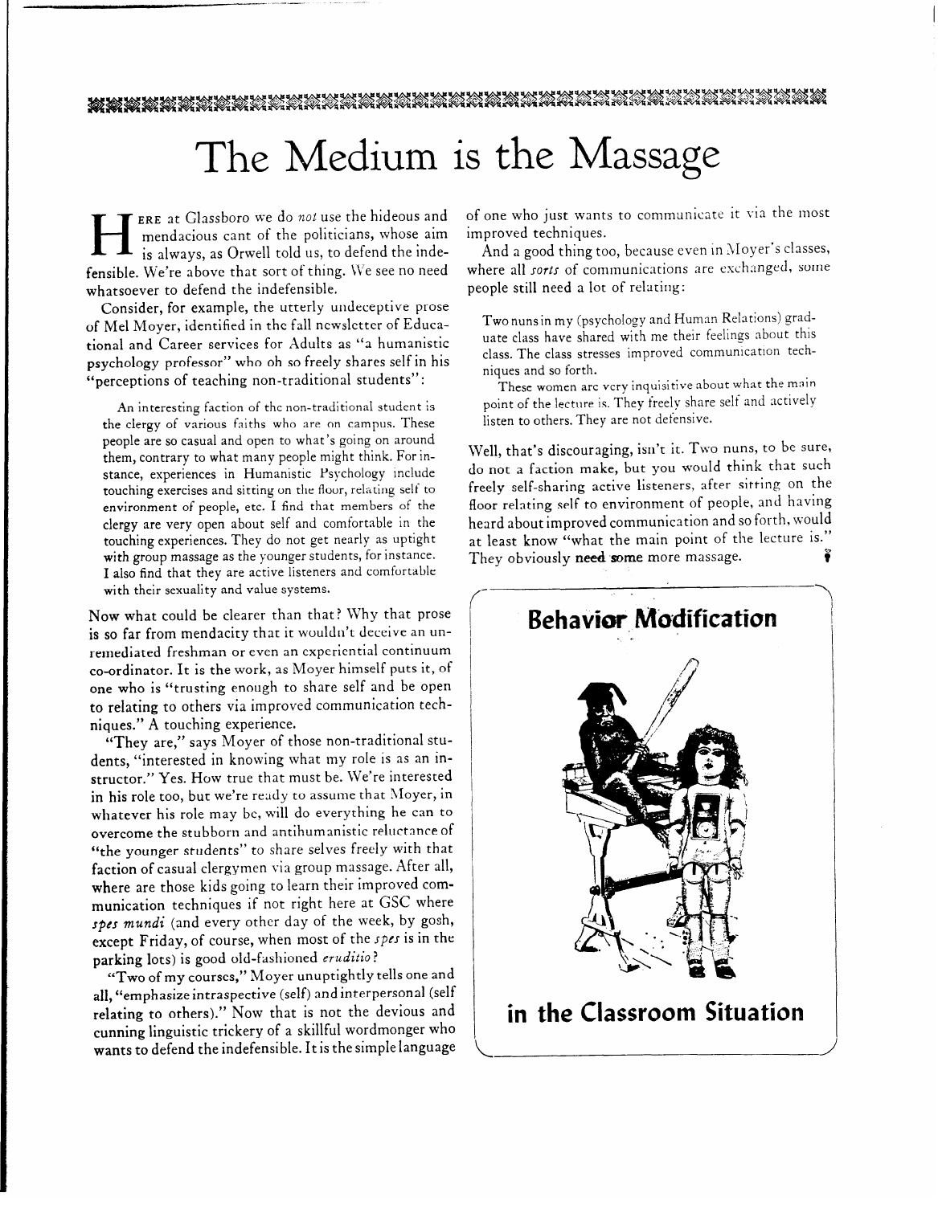# The Medium is the Massage

HERE at Glassboro we do *not* use the hideous and mendacious cant of the politicians, whose aim is always, as Orwell told us, to defend the indefensible. We're above that sort of thing. We see no need whatsoever to defend the indefensible.

Consider, for example, the utterly undeceptive prose of Mel Moyer, identified in the fall newsletter of Educational and Career services for Adults as "a humanistic psychology professor" who oh so freely shares self in his "perceptions of teaching non-traditional students":

> An interesting faction of the non-traditional student is the clergy of various faiths who are on campus. These people are so casual and open to what's going on around them, contrary to what many people might think. For instance, experiences in Humanistic Psychology include touching exercises and sitting on the floor, relating self to environment of people, etc. I find that members of the clergy are very open about self and comfortable in the touching experiences. They do not get nearly as uptight with group massage as the younger students, for instance. I also find that they are active listeners and comfortable with their sexuality and value systems.

Now what could be clearer than that? Why that prose is so far from mendacity that it wouldn't deceive an unremediated freshman or even an experiential continuum co-ordinator. It is the work, as Moyer himself puts it, of one who is "trusting enough to share self and be open to relating to others via improved communication techniques." A touching experience.

"They are," says Moyer of those non-traditional students, "interested in knowing what my role is as an instructor." Yes. How true that must be. We're interested in his role too, but we're ready to assume that Moyer, in whatever his role may be, will do everything he can to overcome the stubborn and antihumanistic reluctance of "the younger students" to share selves freely with that faction of casual clergymen via group massage. After all, where are those kids going to learn their improved communication techniques if not right here at GSC where *spes mundi* (and every other day of the week, by gosh, except Friday, of course, when most of the *spes* is in the parking lots) is good old-fashioned *eruditio*?

"Two of my courses," Moyer unuptightly tells one and all, "emphasize intraspective (self) and interpersonal (self relating to others)." Now that is not the devious and cunning linguistic trickery of a skillful wordmonger who wants to defend the indefensible. It is the simple language of one who just wants to communicate it via the most improved techniques.

And a good thing too, because even in Moyer's classes, where all *sorts* of communications are exchanged, some people still need a lot of relating:

> Two nuns in my (psychology and Human Relations) graduate class have shared with me their feelings about this class. The class stresses improved communication techniques and so forth.
>
> These women are very inquisitive about what the main point of the lecture is. They freely share self and actively listen to others. They are not defensive.

Well, that's discouraging, isn't it. Two nuns, to be sure, do not a faction make, but you would think that such freely self-sharing active listeners, after sitting on the floor relating self to environment of people, and having heard about improved communication and so forth, would at least know "what the main point of the lecture is." They obviously **need some** more massage.

**Behavior Modification**

**in the Classroom Situation**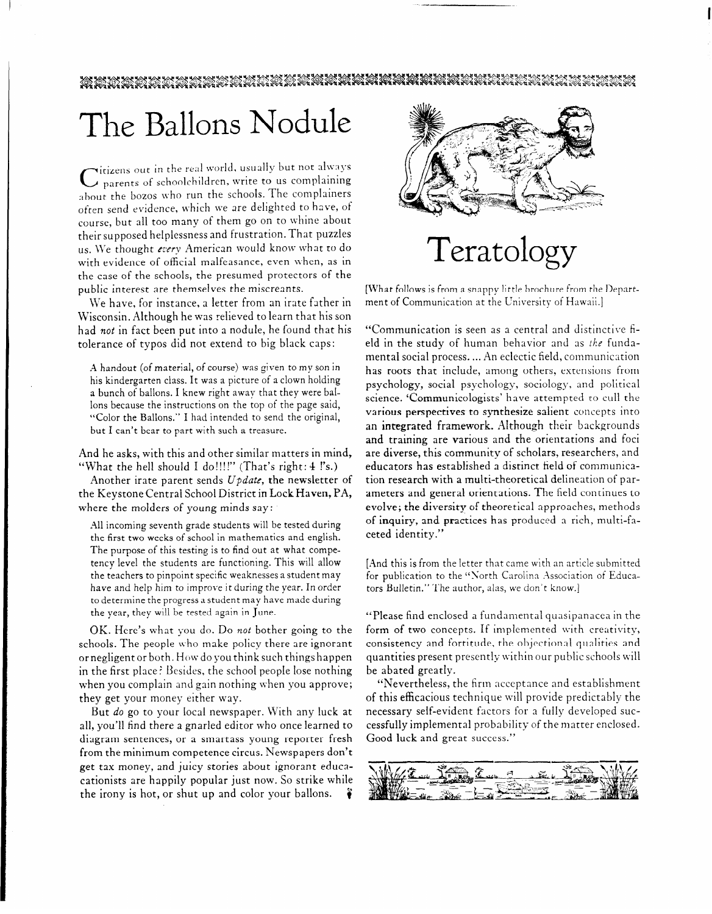# The Ballons Nodule

Citizens out in the real world, usually but not always parents of schoolchildren, write to us complaining about the bozos who run the schools. The complainers often send evidence, which we are delighted to have, of course, but all too many of them go on to whine about their supposed helplessness and frustration. That puzzles us. We thought *every* American would know what to do with evidence of official malfeasance, even when, as in the case of the schools, the presumed protectors of the public interest are themselves the miscreants.

We have, for instance, a letter from an irate father in Wisconsin. Although he was relieved to learn that his son had *not* in fact been put into a nodule, he found that his tolerance of typos did not extend to big black caps:

> A handout (of material, of course) was given to my son in his kindergarten class. It was a picture of a clown holding a bunch of ballons. I knew right away that they were ballons because the instructions on the top of the page said, "Color the Ballons." I had intended to send the original, but I can't bear to part with such a treasure.

And he asks, with this and other similar matters in mind, "What the hell should I do!!!!" (That's right: 4 !'s.)

Another irate parent sends *Update*, the newsletter of the Keystone Central School District in Lock Haven, PA, where the molders of young minds say:

> All incoming seventh grade students will be tested during the first two weeks of school in mathematics and english. The purpose of this testing is to find out at what competency level the students are functioning. This will allow the teachers to pinpoint specific weaknesses a student may have and help him to improve it during the year. In order to determine the progress a student may have made during the year, they will be tested again in June.

OK. Here's what you do. Do *not* bother going to the schools. The people who make policy there are ignorant or negligent or both. How do you think such things happen in the first place? Besides, the school people lose nothing when you complain and gain nothing when you approve; they get your money either way.

But *do* go to your local newspaper. With any luck at all, you'll find there a gnarled editor who once learned to diagram sentences, or a smartass young reporter fresh from the minimum competence circus. Newspapers don't get tax money, and juicy stories about ignorant educationists are happily popular just now. So strike while the irony is hot, or shut up and color your ballons.

# Teratology

[What follows is from a snappy little brochure from the Department of Communication at the University of Hawaii.]

"Communication is seen as a central and distinctive field in the study of human behavior and as *the* fundamental social process.... An eclectic field, communication has roots that include, among others, extensions from psychology, social psychology, sociology, and political science. 'Communicologists' have attempted to cull the various perspectives to synthesize salient concepts into an integrated framework. Although their backgrounds and training are various and the orientations and foci are diverse, this community of scholars, researchers, and educators has established a distinct field of communication research with a multi-theoretical delineation of parameters and general orientations. The field continues to evolve; the diversity of theoretical approaches, methods of inquiry, and practices has produced a rich, multi-faceted identity."

[And this is from the letter that came with an article submitted for publication to the "North Carolina Association of Educators Bulletin." The author, alas, we don't know.]

"Please find enclosed a fundamental quasipanacea in the form of two concepts. If implemented with creativity, consistency and fortitude, the objectional qualities and quantities present presently within our public schools will be abated greatly.

"Nevertheless, the firm acceptance and establishment of this efficacious technique will provide predictably the necessary self-evident factors for a fully developed successfully implemental probability of the matter enclosed. Good luck and great success."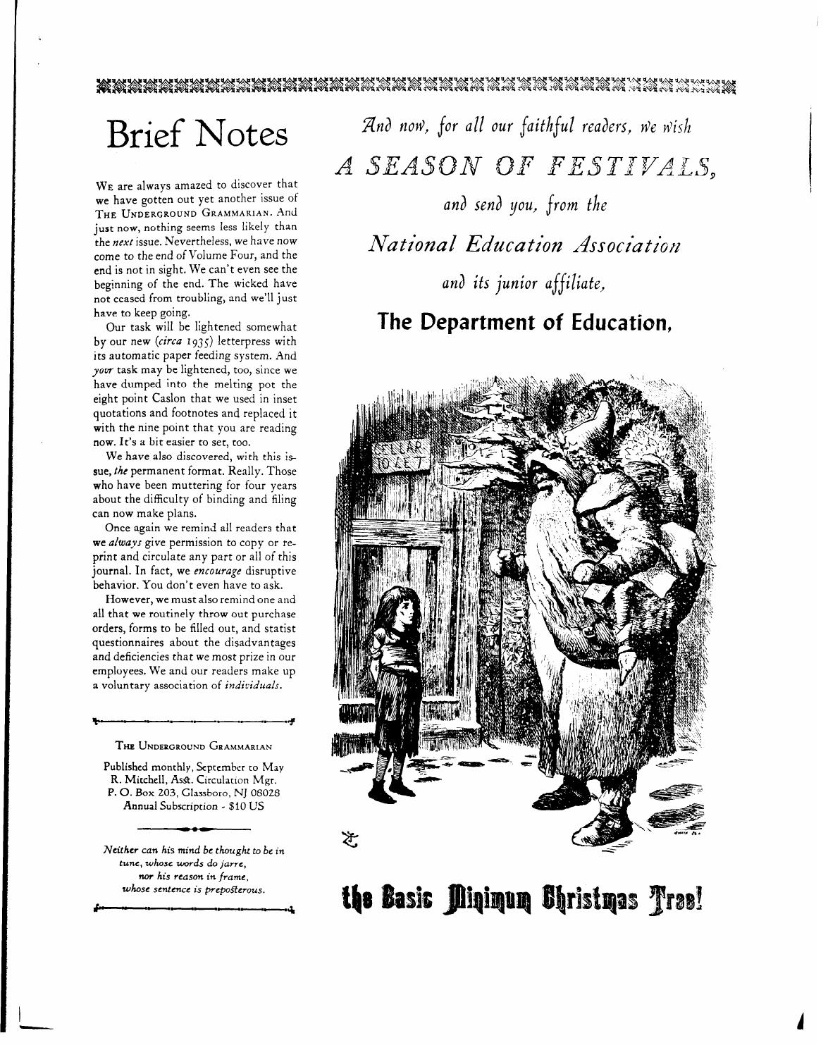# Brief Notes

We are always amazed to discover that we have gotten out yet another issue of The Underground Grammarian. And just now, nothing seems less likely than the *next* issue. Nevertheless, we have now come to the end of Volume Four, and the end is not in sight. We can't even see the beginning of the end. The wicked have not ceased from troubling, and we'll just have to keep going.

Our task will be lightened somewhat by our new (*circa 1935*) letterpress with its automatic paper feeding system. And *your* task may be lightened, too, since we have dumped into the melting pot the eight point Caslon that we used in inset quotations and footnotes and replaced it with the nine point that you are reading now. It's a bit easier to set, too.

We have also discovered, with this issue, *the* permanent format. Really. Those who have been muttering for four years about the difficulty of binding and filing can now make plans.

Once again we remind all readers that we *always* give permission to copy or reprint and circulate any part or all of this journal. In fact, we *encourage* disruptive behavior. You don't even have to ask.

However, we must also remind one and all that we routinely throw out purchase orders, forms to be filled out, and statist questionnaires about the disadvantages and deficiencies that we most prize in our employees. We and our readers make up a voluntary association of *individuals*.

The Underground Grammarian

Published monthly, September to May
R. Mitchell, Asst. Circulation Mgr.
P. O. Box 203, Glassboro, NJ 08028
Annual Subscription - $10 US

*Neither can his mind be thought to be in tune, whose words do jarre, nor his reason in frame, whose sentence is preposterous.*

*And now, for all our faithful readers, we wish*

*A SEASON OF FESTIVALS,*

*and send you, from the*

*National Education Association*

*and its junior affiliate,*

**The Department of Education,**

**the Basic Minimum Christmas Tree!**